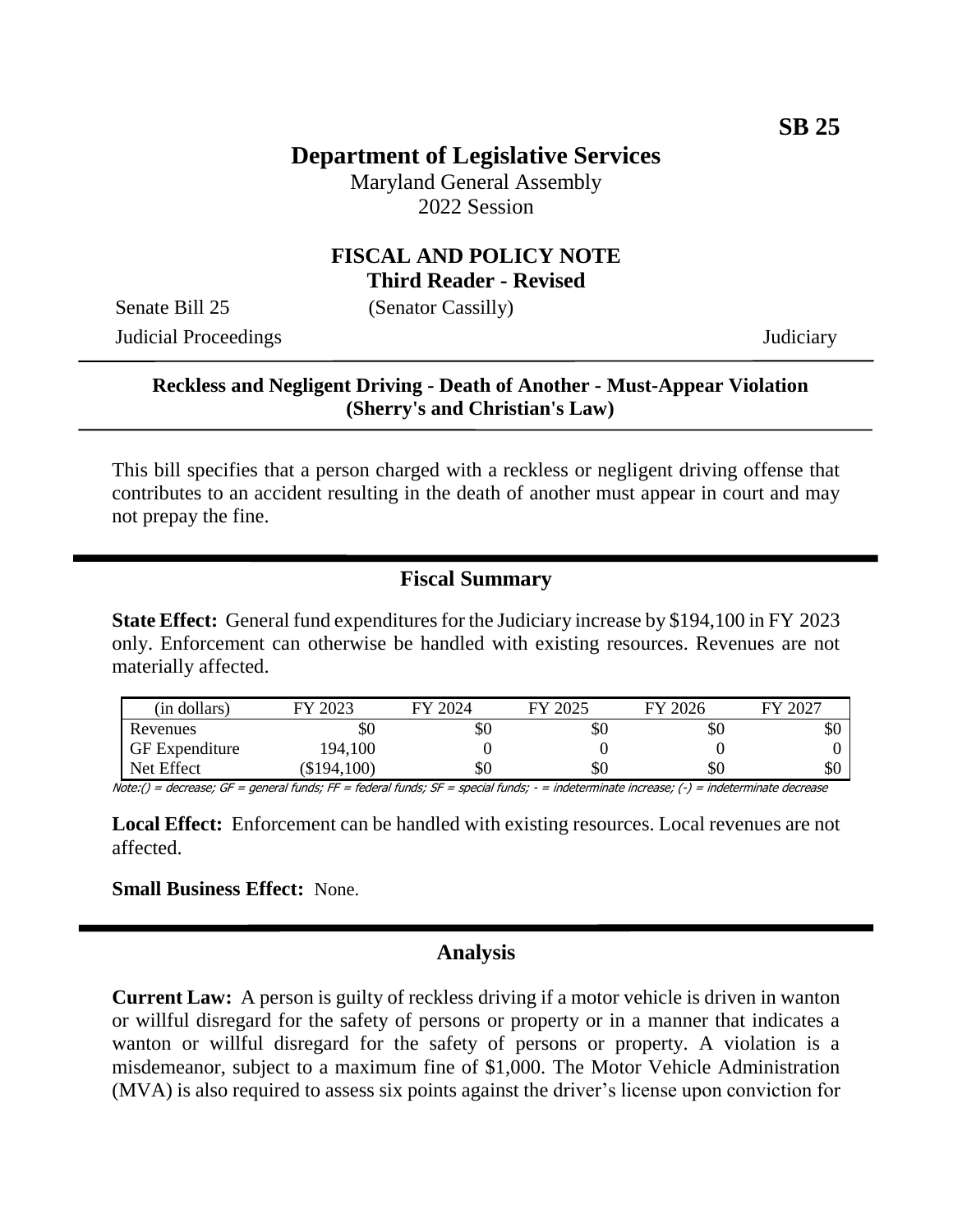**SB 25**

# Department of Legislative Services

Maryland General Assembly
2022 Session

## FISCAL AND POLICY NOTE
**Third Reader - Revised**

Senate Bill 25 (Senator Cassilly)
Judicial Proceedings Judiciary

---

**Reckless and Negligent Driving - Death of Another - Must-Appear Violation (Sherry's and Christian's Law)**

---

This bill specifies that a person charged with a reckless or negligent driving offense that contributes to an accident resulting in the death of another must appear in court and may not prepay the fine.

## Fiscal Summary

**State Effect:** General fund expenditures for the Judiciary increase by $194,100 in FY 2023 only. Enforcement can otherwise be handled with existing resources. Revenues are not materially affected.

| (in dollars) | FY 2023 | FY 2024 | FY 2025 | FY 2026 | FY 2027 |
|---|---|---|---|---|---|
| Revenues | $0 | $0 | $0 | $0 | $0 |
| GF Expenditure | 194,100 | 0 | 0 | 0 | 0 |
| Net Effect | ($194,100) | $0 | $0 | $0 | $0 |

*Note:() = decrease; GF = general funds; FF = federal funds; SF = special funds; - = indeterminate increase; (-) = indeterminate decrease*

**Local Effect:** Enforcement can be handled with existing resources. Local revenues are not affected.

**Small Business Effect:** None.

## Analysis

**Current Law:** A person is guilty of reckless driving if a motor vehicle is driven in wanton or willful disregard for the safety of persons or property or in a manner that indicates a wanton or willful disregard for the safety of persons or property. A violation is a misdemeanor, subject to a maximum fine of $1,000. The Motor Vehicle Administration (MVA) is also required to assess six points against the driver's license upon conviction for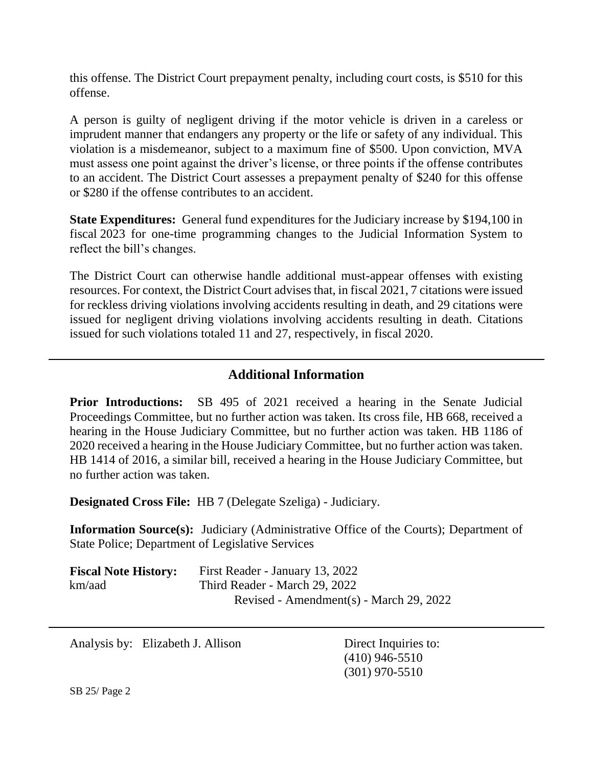this offense. The District Court prepayment penalty, including court costs, is $510 for this offense.

A person is guilty of negligent driving if the motor vehicle is driven in a careless or imprudent manner that endangers any property or the life or safety of any individual. This violation is a misdemeanor, subject to a maximum fine of $500. Upon conviction, MVA must assess one point against the driver's license, or three points if the offense contributes to an accident. The District Court assesses a prepayment penalty of $240 for this offense or $280 if the offense contributes to an accident.

**State Expenditures:** General fund expenditures for the Judiciary increase by $194,100 in fiscal 2023 for one-time programming changes to the Judicial Information System to reflect the bill's changes.

The District Court can otherwise handle additional must-appear offenses with existing resources. For context, the District Court advises that, in fiscal 2021, 7 citations were issued for reckless driving violations involving accidents resulting in death, and 29 citations were issued for negligent driving violations involving accidents resulting in death. Citations issued for such violations totaled 11 and 27, respectively, in fiscal 2020.

---

## Additional Information

**Prior Introductions:** SB 495 of 2021 received a hearing in the Senate Judicial Proceedings Committee, but no further action was taken. Its cross file, HB 668, received a hearing in the House Judiciary Committee, but no further action was taken. HB 1186 of 2020 received a hearing in the House Judiciary Committee, but no further action was taken. HB 1414 of 2016, a similar bill, received a hearing in the House Judiciary Committee, but no further action was taken.

**Designated Cross File:** HB 7 (Delegate Szeliga) - Judiciary.

**Information Source(s):** Judiciary (Administrative Office of the Courts); Department of State Police; Department of Legislative Services

**Fiscal Note History:** First Reader - January 13, 2022
km/aad Third Reader - March 29, 2022
Revised - Amendment(s) - March 29, 2022

---

Analysis by: Elizabeth J. Allison

Direct Inquiries to:
(410) 946-5510
(301) 970-5510